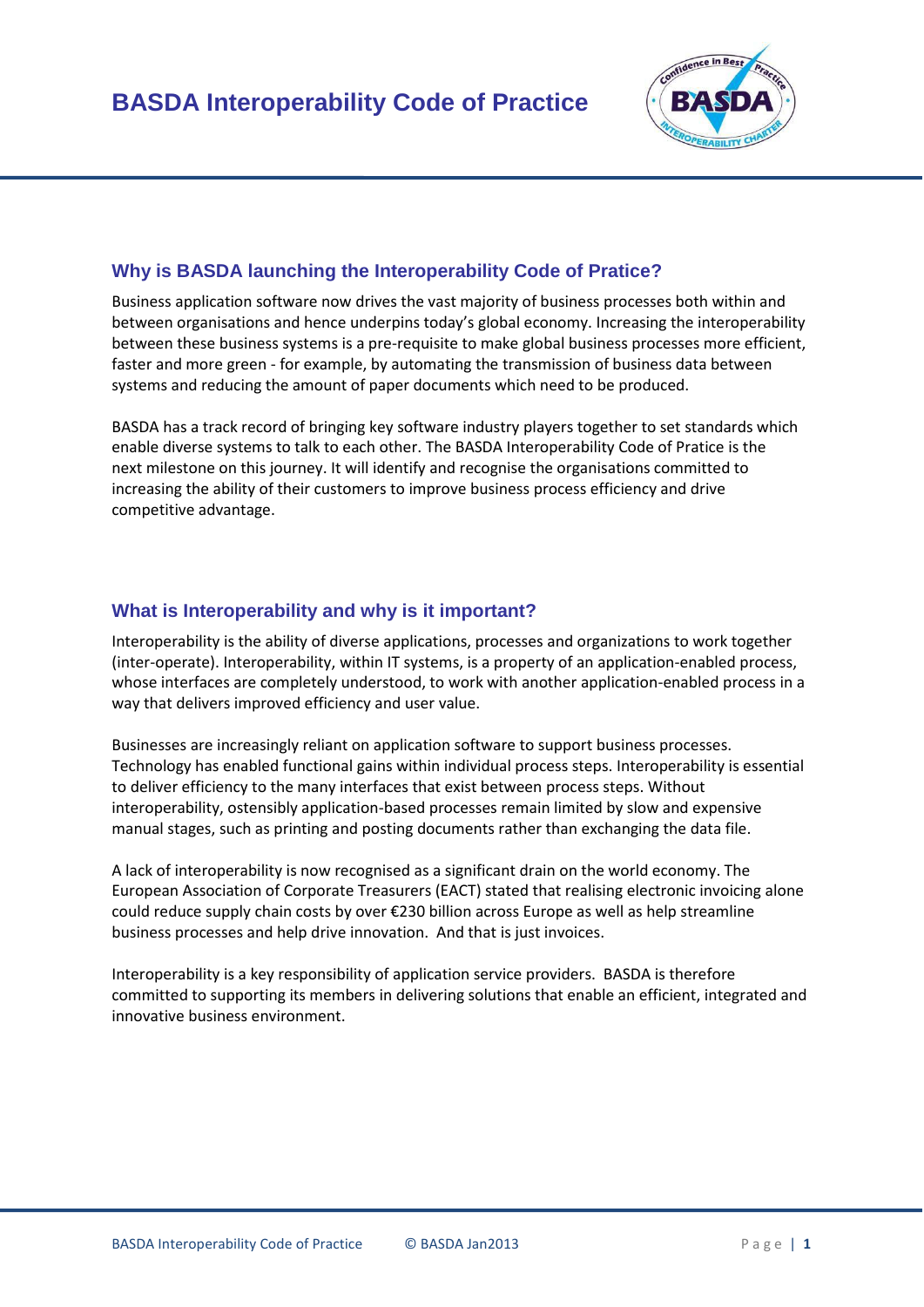# BASDA Interoperability Code of Practice

## Why is BASDA launching the Interoperability Code of Pratice?

Business application software now drives the vast majority of business processes both within and between organisations and hence underpins today's global economy. Increasing the interoperability between these business systems is a pre-requisite to make global business processes more efficient, faster and more green - for example, by automating the transmission of business data between systems and reducing the amount of paper documents which need to be produced.

BASDA has a track record of bringing key software industry players together to set standards which enable diverse systems to talk to each other. The BASDA Interoperability Code of Pratice is the next milestone on this journey. It will identify and recognise the organisations committed to increasing the ability of their customers to improve business process efficiency and drive competitive advantage.

## What is Interoperability and why is it important?

Interoperability is the ability of diverse applications, processes and organizations to work together (inter-operate). Interoperability, within IT systems, is a property of an application-enabled process, whose interfaces are completely understood, to work with another application-enabled process in a way that delivers improved efficiency and user value.

Businesses are increasingly reliant on application software to support business processes. Technology has enabled functional gains within individual process steps. Interoperability is essential to deliver efficiency to the many interfaces that exist between process steps. Without interoperability, ostensibly application-based processes remain limited by slow and expensive manual stages, such as printing and posting documents rather than exchanging the data file.

A lack of interoperability is now recognised as a significant drain on the world economy. The European Association of Corporate Treasurers (EACT) stated that realising electronic invoicing alone could reduce supply chain costs by over €230 billion across Europe as well as help streamline business processes and help drive innovation. And that is just invoices.

Interoperability is a key responsibility of application service providers. BASDA is therefore committed to supporting its members in delivering solutions that enable an efficient, integrated and innovative business environment.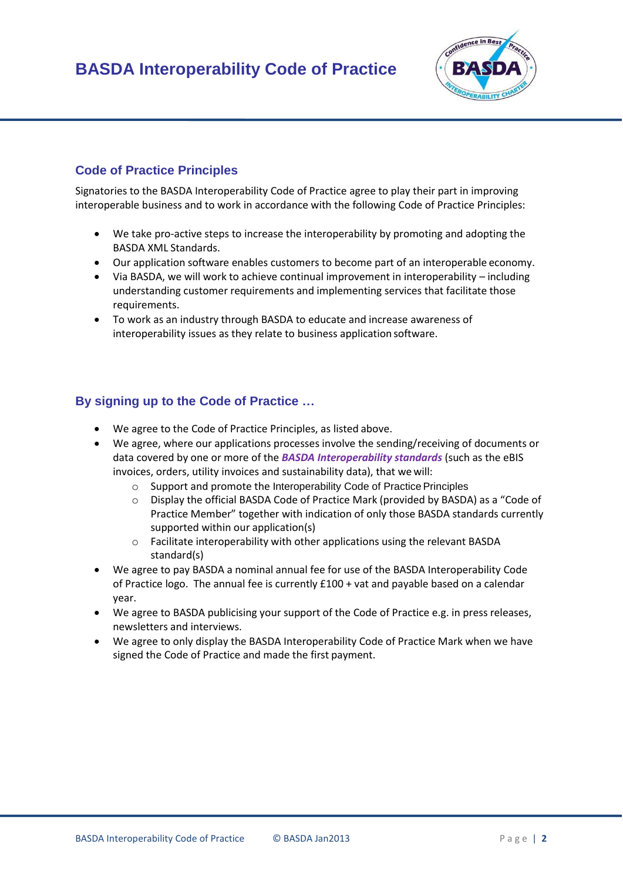## Code of Practice Principles

Signatories to the BASDA Interoperability Code of Practice agree to play their part in improving interoperable business and to work in accordance with the following Code of Practice Principles:

- We take pro-active steps to increase the interoperability by promoting and adopting the BASDA XML Standards.
- Our application software enables customers to become part of an interoperable economy.
- Via BASDA, we will work to achieve continual improvement in interoperability – including understanding customer requirements and implementing services that facilitate those requirements.
- To work as an industry through BASDA to educate and increase awareness of interoperability issues as they relate to business application software.

## By signing up to the Code of Practice …

- We agree to the Code of Practice Principles, as listed above.
- We agree, where our applications processes involve the sending/receiving of documents or data covered by one or more of the ***BASDA Interoperability standards*** (such as the eBIS invoices, orders, utility invoices and sustainability data), that we will:
  - Support and promote the Interoperability Code of Practice Principles
  - Display the official BASDA Code of Practice Mark (provided by BASDA) as a “Code of Practice Member” together with indication of only those BASDA standards currently supported within our application(s)
  - Facilitate interoperability with other applications using the relevant BASDA standard(s)
- We agree to pay BASDA a nominal annual fee for use of the BASDA Interoperability Code of Practice logo. The annual fee is currently £100 + vat and payable based on a calendar year.
- We agree to BASDA publicising your support of the Code of Practice e.g. in press releases, newsletters and interviews.
- We agree to only display the BASDA Interoperability Code of Practice Mark when we have signed the Code of Practice and made the first payment.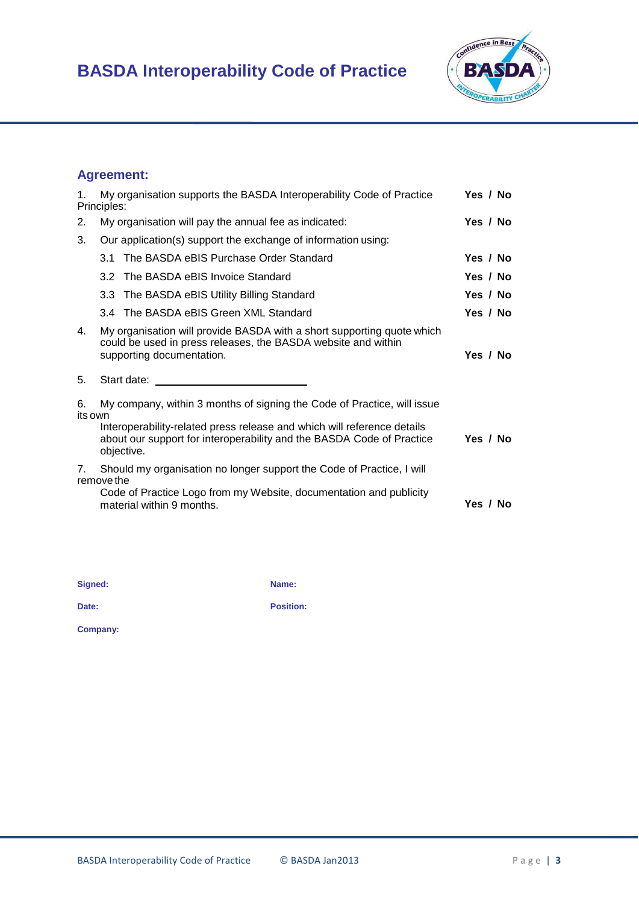## Agreement:

1. My organisation supports the BASDA Interoperability Code of Practice Principles: **Yes / No**
2. My organisation will pay the annual fee as indicated: **Yes / No**
3. Our application(s) support the exchange of information using:
   - 3.1 The BASDA eBIS Purchase Order Standard **Yes / No**
   - 3.2 The BASDA eBIS Invoice Standard **Yes / No**
   - 3.3 The BASDA eBIS Utility Billing Standard **Yes / No**
   - 3.4 The BASDA eBIS Green XML Standard **Yes / No**
4. My organisation will provide BASDA with a short supporting quote which could be used in press releases, the BASDA website and within supporting documentation. **Yes / No**
5. Start date: ______________________________
6. My company, within 3 months of signing the Code of Practice, will issue its own Interoperability-related press release and which will reference details about our support for interoperability and the BASDA Code of Practice objective. **Yes / No**
7. Should my organisation no longer support the Code of Practice, I will remove the Code of Practice Logo from my Website, documentation and publicity material within 9 months. **Yes / No**

**Signed:** 

**Name:**

**Date:**

**Position:**

**Company:**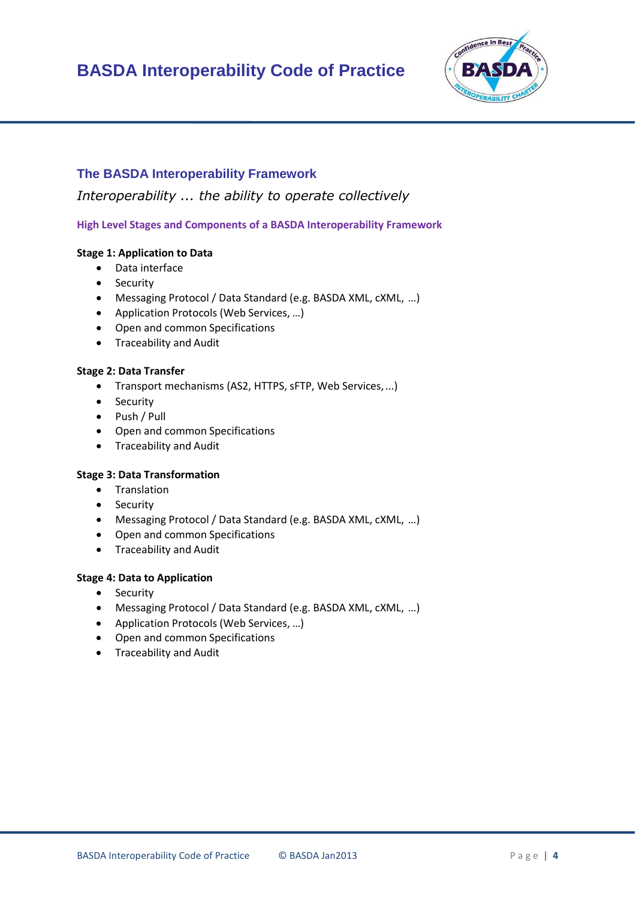## The BASDA Interoperability Framework

*Interoperability ... the ability to operate collectively*

### High Level Stages and Components of a BASDA Interoperability Framework

**Stage 1: Application to Data**

- Data interface
- Security
- Messaging Protocol / Data Standard (e.g. BASDA XML, cXML, …)
- Application Protocols (Web Services, …)
- Open and common Specifications
- Traceability and Audit

**Stage 2: Data Transfer**

- Transport mechanisms (AS2, HTTPS, sFTP, Web Services, ...)
- Security
- Push / Pull
- Open and common Specifications
- Traceability and Audit

**Stage 3: Data Transformation**

- Translation
- Security
- Messaging Protocol / Data Standard (e.g. BASDA XML, cXML, …)
- Open and common Specifications
- Traceability and Audit

**Stage 4: Data to Application**

- Security
- Messaging Protocol / Data Standard (e.g. BASDA XML, cXML, …)
- Application Protocols (Web Services, …)
- Open and common Specifications
- Traceability and Audit